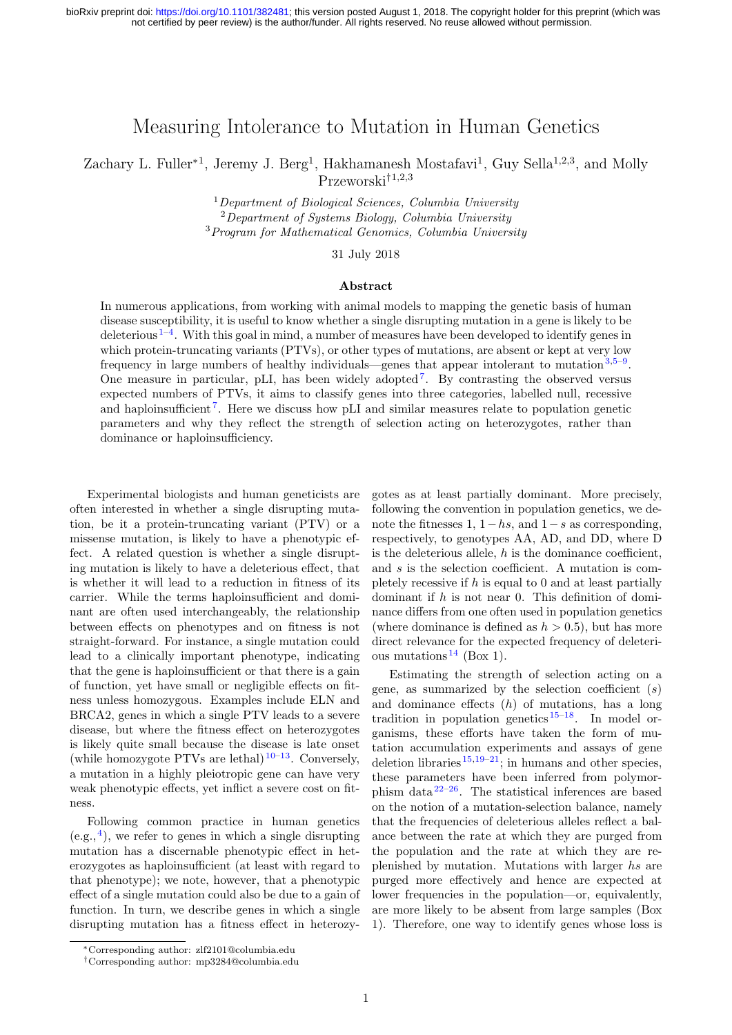# Measuring Intolerance to Mutation in Human Genetics

Zachary L. Fuller*[1], Jeremy J. Berg[1], Hakhamanesh Mostafavi[1], Guy Sella[1,2,3], and Molly Przeworski†[1,2,3]

[1] *Department of Biological Sciences, Columbia University*
[2] *Department of Systems Biology, Columbia University*
[3] *Program for Mathematical Genomics, Columbia University*

31 July 2018

## Abstract

In numerous applications, from working with animal models to mapping the genetic basis of human disease susceptibility, it is useful to know whether a single disrupting mutation in a gene is likely to be deleterious[1–4]. With this goal in mind, a number of measures have been developed to identify genes in which protein-truncating variants (PTVs), or other types of mutations, are absent or kept at very low frequency in large numbers of healthy individuals—genes that appear intolerant to mutation[3,5–9]. One measure in particular, pLI, has been widely adopted[7]. By contrasting the observed versus expected numbers of PTVs, it aims to classify genes into three categories, labelled null, recessive and haploinsufficient[7]. Here we discuss how pLI and similar measures relate to population genetic parameters and why they reflect the strength of selection acting on heterozygotes, rather than dominance or haploinsufficiency.

Experimental biologists and human geneticists are often interested in whether a single disrupting mutation, be it a protein-truncating variant (PTV) or a missense mutation, is likely to have a phenotypic effect. A related question is whether a single disrupting mutation is likely to have a deleterious effect, that is whether it will lead to a reduction in fitness of its carrier. While the terms haploinsufficient and dominant are often used interchangeably, the relationship between effects on phenotypes and on fitness is not straight-forward. For instance, a single mutation could lead to a clinically important phenotype, indicating that the gene is haploinsufficient or that there is a gain of function, yet have small or negligible effects on fitness unless homozygous. Examples include ELN and BRCA2, genes in which a single PTV leads to a severe disease, but where the fitness effect on heterozygotes is likely quite small because the disease is late onset (while homozygote PTVs are lethal)[10–13]. Conversely, a mutation in a highly pleiotropic gene can have very weak phenotypic effects, yet inflict a severe cost on fitness.

Following common practice in human genetics (e.g.,[4]), we refer to genes in which a single disrupting mutation has a discernable phenotypic effect in heterozygotes as haploinsufficient (at least with regard to that phenotype); we note, however, that a phenotypic effect of a single mutation could also be due to a gain of function. In turn, we describe genes in which a single disrupting mutation has a fitness effect in heterozygotes as at least partially dominant. More precisely, following the convention in population genetics, we denote the fitnesses 1, $1-hs$, and $1-s$ as corresponding, respectively, to genotypes AA, AD, and DD, where D is the deleterious allele, $h$ is the dominance coefficient, and $s$ is the selection coefficient. A mutation is completely recessive if $h$ is equal to 0 and at least partially dominant if $h$ is not near 0. This definition of dominance differs from one often used in population genetics (where dominance is defined as $h > 0.5$), but has more direct relevance for the expected frequency of deleterious mutations[14] (Box 1).

Estimating the strength of selection acting on a gene, as summarized by the selection coefficient ($s$) and dominance effects ($h$) of mutations, has a long tradition in population genetics[15–18]. In model organisms, these efforts have taken the form of mutation accumulation experiments and assays of gene deletion libraries[15,19–21]; in humans and other species, these parameters have been inferred from polymorphism data[22–26]. The statistical inferences are based on the notion of a mutation-selection balance, namely that the frequencies of deleterious alleles reflect a balance between the rate at which they are purged from the population and the rate at which they are replenished by mutation. Mutations with larger $hs$ are purged more effectively and hence are expected at lower frequencies in the population—or, equivalently, are more likely to be absent from large samples (Box 1). Therefore, one way to identify genes whose loss is

*Corresponding author: zlf2101@columbia.edu
†Corresponding author: mp3284@columbia.edu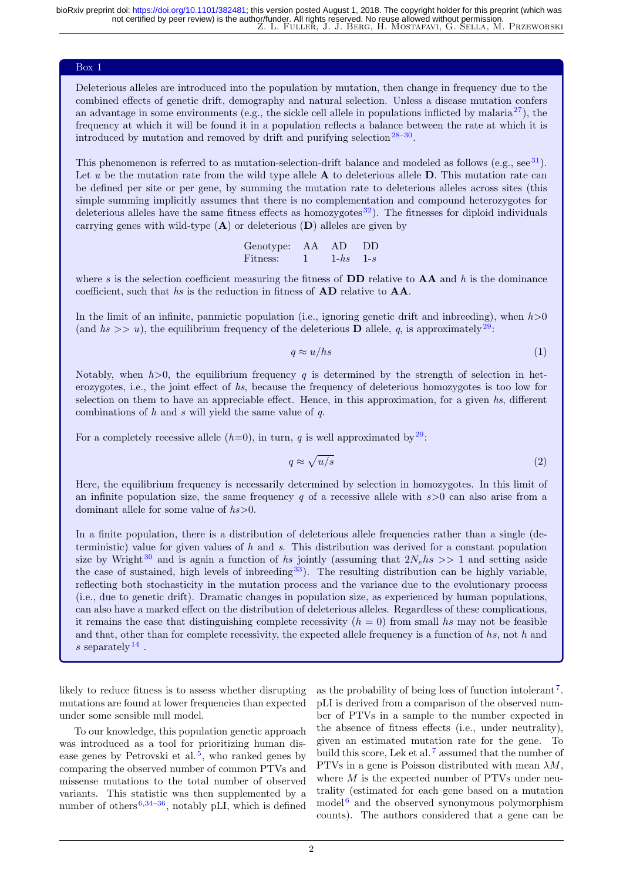## Box 1

Deleterious alleles are introduced into the population by mutation, then change in frequency due to the combined effects of genetic drift, demography and natural selection. Unless a disease mutation confers an advantage in some environments (e.g., the sickle cell allele in populations inflicted by malaria[27]), the frequency at which it will be found it in a population reflects a balance between the rate at which it is introduced by mutation and removed by drift and purifying selection[28–30].

This phenomenon is referred to as mutation-selection-drift balance and modeled as follows (e.g., see[31]). Let $u$ be the mutation rate from the wild type allele **A** to deleterious allele **D**. This mutation rate can be defined per site or per gene, by summing the mutation rate to deleterious alleles across sites (this simple summing implicitly assumes that there is no complementation and compound heterozygotes for deleterious alleles have the same fitness effects as homozygotes[32]). The fitnesses for diploid individuals carrying genes with wild-type (**A**) or deleterious (**D**) alleles are given by

| Genotype: | AA | AD | DD |
|---|---|---|---|
| Fitness: | 1 | 1-$hs$ | 1-$s$ |

where $s$ is the selection coefficient measuring the fitness of **DD** relative to **AA** and $h$ is the dominance coefficient, such that $hs$ is the reduction in fitness of **AD** relative to **AA**.

In the limit of an infinite, panmictic population (i.e., ignoring genetic drift and inbreeding), when $h>0$ (and $hs >> u$), the equilibrium frequency of the deleterious **D** allele, $q$, is approximately[29]:

$$q \approx u/hs \tag{1}$$

Notably, when $h>0$, the equilibrium frequency $q$ is determined by the strength of selection in heterozygotes, i.e., the joint effect of $hs$, because the frequency of deleterious homozygotes is too low for selection on them to have an appreciable effect. Hence, in this approximation, for a given $hs$, different combinations of $h$ and $s$ will yield the same value of $q$.

For a completely recessive allele ($h$=0), in turn, $q$ is well approximated by[29]:

$$q \approx \sqrt{u/s} \tag{2}$$

Here, the equilibrium frequency is necessarily determined by selection in homozygotes. In this limit of an infinite population size, the same frequency $q$ of a recessive allele with $s>0$ can also arise from a dominant allele for some value of $hs>0$.

In a finite population, there is a distribution of deleterious allele frequencies rather than a single (deterministic) value for given values of $h$ and $s$. This distribution was derived for a constant population size by Wright[30] and is again a function of $hs$ jointly (assuming that $2N_ehs >> 1$ and setting aside the case of sustained, high levels of inbreeding[33]). The resulting distribution can be highly variable, reflecting both stochasticity in the mutation process and the variance due to the evolutionary process (i.e., due to genetic drift). Dramatic changes in population size, as experienced by human populations, can also have a marked effect on the distribution of deleterious alleles. Regardless of these complications, it remains the case that distinguishing complete recessivity ($h = 0$) from small $hs$ may not be feasible and that, other than for complete recessivity, the expected allele frequency is a function of $hs$, not $h$ and $s$ separately[14] .

---

likely to reduce fitness is to assess whether disrupting mutations are found at lower frequencies than expected under some sensible null model.

To our knowledge, this population genetic approach was introduced as a tool for prioritizing human disease genes by Petrovski et al.[5], who ranked genes by comparing the observed number of common PTVs and missense mutations to the total number of observed variants. This statistic was then supplemented by a number of others[6,34–36], notably pLI, which is defined as the probability of being loss of function intolerant[7]. pLI is derived from a comparison of the observed number of PTVs in a sample to the number expected in the absence of fitness effects (i.e., under neutrality), given an estimated mutation rate for the gene. To build this score, Lek et al.[7] assumed that the number of PTVs in a gene is Poisson distributed with mean $\lambda M$, where $M$ is the expected number of PTVs under neutrality (estimated for each gene based on a mutation model[6] and the observed synonymous polymorphism counts). The authors considered that a gene can be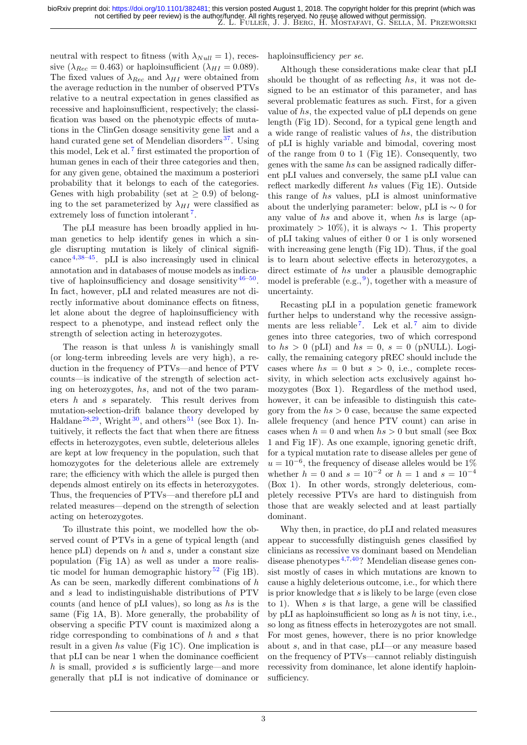neutral with respect to fitness (with $\lambda_{Null} = 1$), recessive ($\lambda_{Rec} = 0.463$) or haploinsufficient ($\lambda_{HI} = 0.089$). The fixed values of $\lambda_{Rec}$ and $\lambda_{HI}$ were obtained from the average reduction in the number of observed PTVs relative to a neutral expectation in genes classified as recessive and haploinsufficient, respectively; the classification was based on the phenotypic effects of mutations in the ClinGen dosage sensitivity gene list and a hand curated gene set of Mendelian disorders[37]. Using this model, Lek et al.[7] first estimated the proportion of human genes in each of their three categories and then, for any given gene, obtained the maximum a posteriori probability that it belongs to each of the categories. Genes with high probability (set at $\geq 0.9$) of belonging to the set parameterized by $\lambda_{HI}$ were classified as extremely loss of function intolerant[7].

The pLI measure has been broadly applied in human genetics to help identify genes in which a single disrupting mutation is likely of clinical significance[4,38–45]. pLI is also increasingly used in clinical annotation and in databases of mouse models as indicative of haploinsufficiency and dosage sensitivity[46–50]. In fact, however, pLI and related measures are not directly informative about dominance effects on fitness, let alone about the degree of haploinsufficiency with respect to a phenotype, and instead reflect only the strength of selection acting in heterozygotes.

The reason is that unless $h$ is vanishingly small (or long-term inbreeding levels are very high), a reduction in the frequency of PTVs—and hence of PTV counts—is indicative of the strength of selection acting on heterozygotes, $hs$, and not of the two parameters $h$ and $s$ separately. This result derives from mutation-selection-drift balance theory developed by Haldane[28,29], Wright[30], and others[51] (see Box 1). Intuitively, it reflects the fact that when there are fitness effects in heterozygotes, even subtle, deleterious alleles are kept at low frequency in the population, such that homozygotes for the deleterious allele are extremely rare; the efficiency with which the allele is purged then depends almost entirely on its effects in heterozygotes. Thus, the frequencies of PTVs—and therefore pLI and related measures—depend on the strength of selection acting on heterozygotes.

To illustrate this point, we modelled how the observed count of PTVs in a gene of typical length (and hence pLI) depends on $h$ and $s$, under a constant size population (Fig 1A) as well as under a more realistic model for human demographic history[52] (Fig 1B). As can be seen, markedly different combinations of $h$ and $s$ lead to indistinguishable distributions of PTV counts (and hence of pLI values), so long as $hs$ is the same (Fig 1A, B). More generally, the probability of observing a specific PTV count is maximized along a ridge corresponding to combinations of $h$ and $s$ that result in a given $hs$ value (Fig 1C). One implication is that pLI can be near 1 when the dominance coefficient $h$ is small, provided $s$ is sufficiently large—and more generally that pLI is not indicative of dominance or haploinsufficiency *per se*.

Although these considerations make clear that pLI should be thought of as reflecting $hs$, it was not designed to be an estimator of this parameter, and has several problematic features as such. First, for a given value of $hs$, the expected value of pLI depends on gene length (Fig 1D). Second, for a typical gene length and a wide range of realistic values of $hs$, the distribution of pLI is highly variable and bimodal, covering most of the range from 0 to 1 (Fig 1E). Consequently, two genes with the same $hs$ can be assigned radically different pLI values and conversely, the same pLI value can reflect markedly different $hs$ values (Fig 1E). Outside this range of $hs$ values, pLI is almost uninformative about the underlying parameter: below, pLI is $\sim 0$ for any value of $hs$ and above it, when $hs$ is large (approximately $> 10\%$), it is always $\sim 1$. This property of pLI taking values of either 0 or 1 is only worsened with increasing gene length (Fig 1D). Thus, if the goal is to learn about selective effects in heterozygotes, a direct estimate of $hs$ under a plausible demographic model is preferable (e.g.,[9]), together with a measure of uncertainty.

Recasting pLI in a population genetic framework further helps to understand why the recessive assignments are less reliable[7]. Lek et al.[7] aim to divide genes into three categories, two of which correspond to $hs > 0$ (pLI) and $hs = 0$, $s = 0$ (pNULL). Logically, the remaining category pREC should include the cases where $hs = 0$ but $s > 0$, i.e., complete recessivity, in which selection acts exclusively against homozygotes (Box 1). Regardless of the method used, however, it can be infeasible to distinguish this category from the $hs > 0$ case, because the same expected allele frequency (and hence PTV count) can arise in cases when $h = 0$ and when $hs > 0$ but small (see Box 1 and Fig 1F). As one example, ignoring genetic drift, for a typical mutation rate to disease alleles per gene of $u = 10^{-6}$, the frequency of disease alleles would be 1% whether $h = 0$ and $s = 10^{-2}$ or $h = 1$ and $s = 10^{-4}$ (Box 1). In other words, strongly deleterious, completely recessive PTVs are hard to distinguish from those that are weakly selected and at least partially dominant.

Why then, in practice, do pLI and related measures appear to successfully distinguish genes classified by clinicians as recessive vs dominant based on Mendelian disease phenotypes[4,7,40]? Mendelian disease genes consist mostly of cases in which mutations are known to cause a highly deleterious outcome, i.e., for which there is prior knowledge that $s$ is likely to be large (even close to 1). When $s$ is that large, a gene will be classified by pLI as haploinsufficient so long as $h$ is not tiny, i.e., so long as fitness effects in heterozygotes are not small. For most genes, however, there is no prior knowledge about $s$, and in that case, pLI—or any measure based on the frequency of PTVs—cannot reliably distinguish recessivity from dominance, let alone identify haploinsufficiency.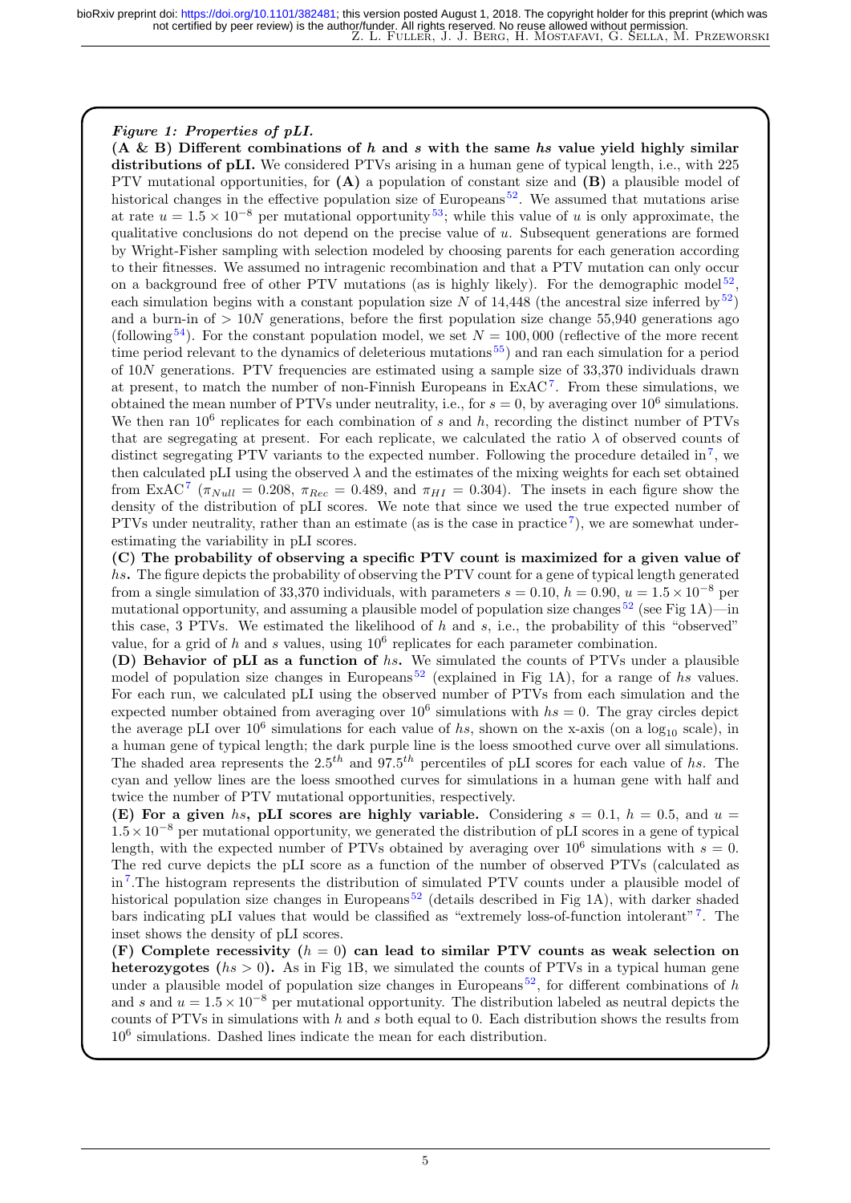***Figure 1: Properties of pLI.***

**(A & B) Different combinations of $h$ and $s$ with the same $hs$ value yield highly similar distributions of pLI.** We considered PTVs arising in a human gene of typical length, i.e., with 225 PTV mutational opportunities, for **(A)** a population of constant size and **(B)** a plausible model of historical changes in the effective population size of Europeans[52]. We assumed that mutations arise at rate $u = 1.5 \times 10^{-8}$ per mutational opportunity[53]; while this value of $u$ is only approximate, the qualitative conclusions do not depend on the precise value of $u$. Subsequent generations are formed by Wright-Fisher sampling with selection modeled by choosing parents for each generation according to their fitnesses. We assumed no intragenic recombination and that a PTV mutation can only occur on a background free of other PTV mutations (as is highly likely). For the demographic model[52], each simulation begins with a constant population size $N$ of 14,448 (the ancestral size inferred by[52]) and a burn-in of $> 10N$ generations, before the first population size change 55,940 generations ago (following[54]). For the constant population model, we set $N = 100,000$ (reflective of the more recent time period relevant to the dynamics of deleterious mutations[55]) and ran each simulation for a period of $10N$ generations. PTV frequencies are estimated using a sample size of 33,370 individuals drawn at present, to match the number of non-Finnish Europeans in ExAC[7]. From these simulations, we obtained the mean number of PTVs under neutrality, i.e., for $s = 0$, by averaging over $10^6$ simulations. We then ran $10^6$ replicates for each combination of $s$ and $h$, recording the distinct number of PTVs that are segregating at present. For each replicate, we calculated the ratio $\lambda$ of observed counts of distinct segregating PTV variants to the expected number. Following the procedure detailed in[7], we then calculated pLI using the observed $\lambda$ and the estimates of the mixing weights for each set obtained from ExAC[7] ($\pi_{Null} = 0.208$, $\pi_{Rec} = 0.489$, and $\pi_{HI} = 0.304$). The insets in each figure show the density of the distribution of pLI scores. We note that since we used the true expected number of PTVs under neutrality, rather than an estimate (as is the case in practice[7]), we are somewhat underestimating the variability in pLI scores.

**(C) The probability of observing a specific PTV count is maximized for a given value of** ***hs*****.** The figure depicts the probability of observing the PTV count for a gene of typical length generated from a single simulation of 33,370 individuals, with parameters $s = 0.10$, $h = 0.90$, $u = 1.5 \times 10^{-8}$ per mutational opportunity, and assuming a plausible model of population size changes[52] (see Fig 1A)—in this case, 3 PTVs. We estimated the likelihood of $h$ and $s$, i.e., the probability of this "observed" value, for a grid of $h$ and $s$ values, using $10^6$ replicates for each parameter combination.

**(D) Behavior of pLI as a function of** ***hs*****.** We simulated the counts of PTVs under a plausible model of population size changes in Europeans[52] (explained in Fig 1A), for a range of $hs$ values. For each run, we calculated pLI using the observed number of PTVs from each simulation and the expected number obtained from averaging over $10^6$ simulations with $hs = 0$. The gray circles depict the average pLI over $10^6$ simulations for each value of $hs$, shown on the x-axis (on a $\log_{10}$ scale), in a human gene of typical length; the dark purple line is the loess smoothed curve over all simulations. The shaded area represents the $2.5^{th}$ and $97.5^{th}$ percentiles of pLI scores for each value of $hs$. The cyan and yellow lines are the loess smoothed curves for simulations in a human gene with half and twice the number of PTV mutational opportunities, respectively.

**(E) For a given** ***hs*****, pLI scores are highly variable.** Considering $s = 0.1$, $h = 0.5$, and $u = 1.5 \times 10^{-8}$ per mutational opportunity, we generated the distribution of pLI scores in a gene of typical length, with the expected number of PTVs obtained by averaging over $10^6$ simulations with $s = 0$. The red curve depicts the pLI score as a function of the number of observed PTVs (calculated as in[7].The histogram represents the distribution of simulated PTV counts under a plausible model of historical population size changes in Europeans[52] (details described in Fig 1A), with darker shaded bars indicating pLI values that would be classified as "extremely loss-of-function intolerant"[7]. The inset shows the density of pLI scores.

**(F) Complete recessivity ($h = 0$) can lead to similar PTV counts as weak selection on heterozygotes ($hs > 0$).** As in Fig 1B, we simulated the counts of PTVs in a typical human gene under a plausible model of population size changes in Europeans[52], for different combinations of $h$ and $s$ and $u = 1.5 \times 10^{-8}$ per mutational opportunity. The distribution labeled as neutral depicts the counts of PTVs in simulations with $h$ and $s$ both equal to 0. Each distribution shows the results from $10^6$ simulations. Dashed lines indicate the mean for each distribution.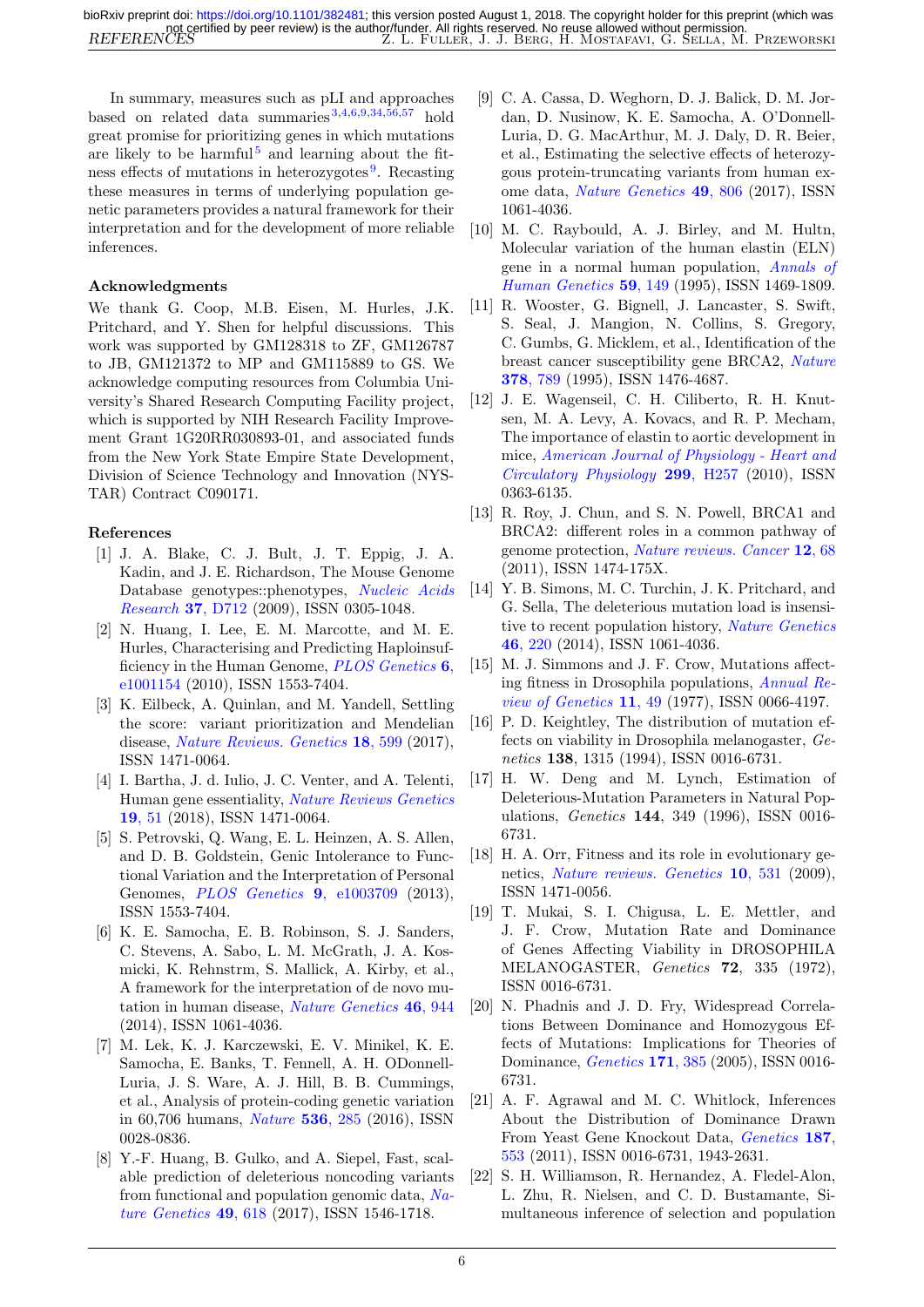In summary, measures such as pLI and approaches based on related data summaries[3,4,6,9,34,56,57] hold great promise for prioritizing genes in which mutations are likely to be harmful[5] and learning about the fitness effects of mutations in heterozygotes[9]. Recasting these measures in terms of underlying population genetic parameters provides a natural framework for their interpretation and for the development of more reliable inferences.

### Acknowledgments

We thank G. Coop, M.B. Eisen, M. Hurles, J.K. Pritchard, and Y. Shen for helpful discussions. This work was supported by GM128318 to ZF, GM126787 to JB, GM121372 to MP and GM115889 to GS. We acknowledge computing resources from Columbia University's Shared Research Computing Facility project, which is supported by NIH Research Facility Improvement Grant 1G20RR030893-01, and associated funds from the New York State Empire State Development, Division of Science Technology and Innovation (NYSTAR) Contract C090171.

### References

[1] J. A. Blake, C. J. Bult, J. T. Eppig, J. A. Kadin, and J. E. Richardson, The Mouse Genome Database genotypes::phenotypes, *Nucleic Acids Research* **37**, D712 (2009), ISSN 0305-1048.

[2] N. Huang, I. Lee, E. M. Marcotte, and M. E. Hurles, Characterising and Predicting Haploinsufficiency in the Human Genome, *PLOS Genetics* **6**, e1001154 (2010), ISSN 1553-7404.

[3] K. Eilbeck, A. Quinlan, and M. Yandell, Settling the score: variant prioritization and Mendelian disease, *Nature Reviews. Genetics* **18**, 599 (2017), ISSN 1471-0064.

[4] I. Bartha, J. d. Iulio, J. C. Venter, and A. Telenti, Human gene essentiality, *Nature Reviews Genetics* **19**, 51 (2018), ISSN 1471-0064.

[5] S. Petrovski, Q. Wang, E. L. Heinzen, A. S. Allen, and D. B. Goldstein, Genic Intolerance to Functional Variation and the Interpretation of Personal Genomes, *PLOS Genetics* **9**, e1003709 (2013), ISSN 1553-7404.

[6] K. E. Samocha, E. B. Robinson, S. J. Sanders, C. Stevens, A. Sabo, L. M. McGrath, J. A. Kosmicki, K. Rehnstrm, S. Mallick, A. Kirby, et al., A framework for the interpretation of de novo mutation in human disease, *Nature Genetics* **46**, 944 (2014), ISSN 1061-4036.

[7] M. Lek, K. J. Karczewski, E. V. Minikel, K. E. Samocha, E. Banks, T. Fennell, A. H. ODonnell-Luria, J. S. Ware, A. J. Hill, B. B. Cummings, et al., Analysis of protein-coding genetic variation in 60,706 humans, *Nature* **536**, 285 (2016), ISSN 0028-0836.

[8] Y.-F. Huang, B. Gulko, and A. Siepel, Fast, scalable prediction of deleterious noncoding variants from functional and population genomic data, *Nature Genetics* **49**, 618 (2017), ISSN 1546-1718.

[9] C. A. Cassa, D. Weghorn, D. J. Balick, D. M. Jordan, D. Nusinow, K. E. Samocha, A. O'Donnell-Luria, D. G. MacArthur, M. J. Daly, D. R. Beier, et al., Estimating the selective effects of heterozygous protein-truncating variants from human exome data, *Nature Genetics* **49**, 806 (2017), ISSN 1061-4036.

[10] M. C. Raybould, A. J. Birley, and M. Hultn, Molecular variation of the human elastin (ELN) gene in a normal human population, *Annals of Human Genetics* **59**, 149 (1995), ISSN 1469-1809.

[11] R. Wooster, G. Bignell, J. Lancaster, S. Swift, S. Seal, J. Mangion, N. Collins, S. Gregory, C. Gumbs, G. Micklem, et al., Identification of the breast cancer susceptibility gene BRCA2, *Nature* **378**, 789 (1995), ISSN 1476-4687.

[12] J. E. Wagenseil, C. H. Ciliberto, R. H. Knutsen, M. A. Levy, A. Kovacs, and R. P. Mecham, The importance of elastin to aortic development in mice, *American Journal of Physiology - Heart and Circulatory Physiology* **299**, H257 (2010), ISSN 0363-6135.

[13] R. Roy, J. Chun, and S. N. Powell, BRCA1 and BRCA2: different roles in a common pathway of genome protection, *Nature reviews. Cancer* **12**, 68 (2011), ISSN 1474-175X.

[14] Y. B. Simons, M. C. Turchin, J. K. Pritchard, and G. Sella, The deleterious mutation load is insensitive to recent population history, *Nature Genetics* **46**, 220 (2014), ISSN 1061-4036.

[15] M. J. Simmons and J. F. Crow, Mutations affecting fitness in Drosophila populations, *Annual Review of Genetics* **11**, 49 (1977), ISSN 0066-4197.

[16] P. D. Keightley, The distribution of mutation effects on viability in Drosophila melanogaster, *Genetics* **138**, 1315 (1994), ISSN 0016-6731.

[17] H. W. Deng and M. Lynch, Estimation of Deleterious-Mutation Parameters in Natural Populations, *Genetics* **144**, 349 (1996), ISSN 0016-6731.

[18] H. A. Orr, Fitness and its role in evolutionary genetics, *Nature reviews. Genetics* **10**, 531 (2009), ISSN 1471-0056.

[19] T. Mukai, S. I. Chigusa, L. E. Mettler, and J. F. Crow, Mutation Rate and Dominance of Genes Affecting Viability in DROSOPHILA MELANOGASTER, *Genetics* **72**, 335 (1972), ISSN 0016-6731.

[20] N. Phadnis and J. D. Fry, Widespread Correlations Between Dominance and Homozygous Effects of Mutations: Implications for Theories of Dominance, *Genetics* **171**, 385 (2005), ISSN 0016-6731.

[21] A. F. Agrawal and M. C. Whitlock, Inferences About the Distribution of Dominance Drawn From Yeast Gene Knockout Data, *Genetics* **187**, 553 (2011), ISSN 0016-6731, 1943-2631.

[22] S. H. Williamson, R. Hernandez, A. Fledel-Alon, L. Zhu, R. Nielsen, and C. D. Bustamante, Simultaneous inference of selection and population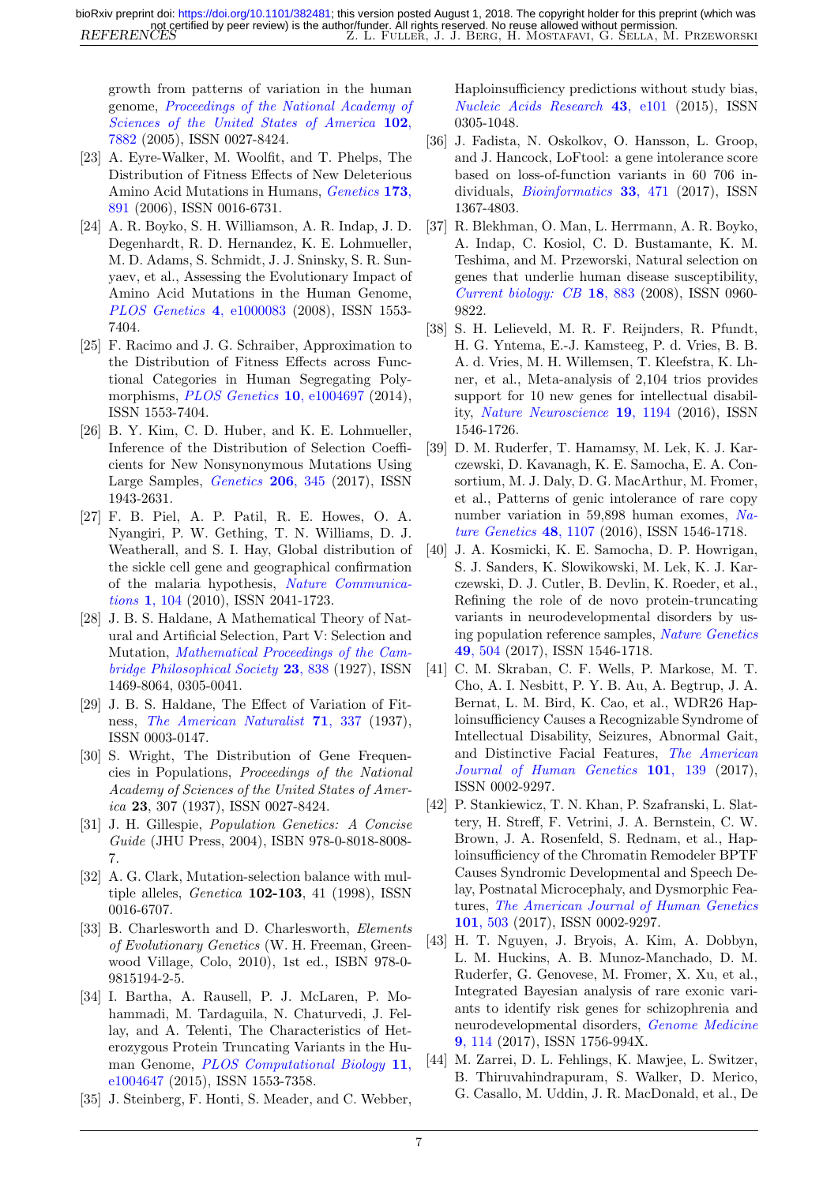growth from patterns of variation in the human genome, *Proceedings of the National Academy of Sciences of the United States of America* **102**, 7882 (2005), ISSN 0027-8424.

[23] A. Eyre-Walker, M. Woolfit, and T. Phelps, The Distribution of Fitness Effects of New Deleterious Amino Acid Mutations in Humans, *Genetics* **173**, 891 (2006), ISSN 0016-6731.

[24] A. R. Boyko, S. H. Williamson, A. R. Indap, J. D. Degenhardt, R. D. Hernandez, K. E. Lohmueller, M. D. Adams, S. Schmidt, J. J. Sninsky, S. R. Sunyaev, et al., Assessing the Evolutionary Impact of Amino Acid Mutations in the Human Genome, *PLOS Genetics* **4**, e1000083 (2008), ISSN 1553-7404.

[25] F. Racimo and J. G. Schraiber, Approximation to the Distribution of Fitness Effects across Functional Categories in Human Segregating Polymorphisms, *PLOS Genetics* **10**, e1004697 (2014), ISSN 1553-7404.

[26] B. Y. Kim, C. D. Huber, and K. E. Lohmueller, Inference of the Distribution of Selection Coefficients for New Nonsynonymous Mutations Using Large Samples, *Genetics* **206**, 345 (2017), ISSN 1943-2631.

[27] F. B. Piel, A. P. Patil, R. E. Howes, O. A. Nyangiri, P. W. Gething, T. N. Williams, D. J. Weatherall, and S. I. Hay, Global distribution of the sickle cell gene and geographical confirmation of the malaria hypothesis, *Nature Communications* **1**, 104 (2010), ISSN 2041-1723.

[28] J. B. S. Haldane, A Mathematical Theory of Natural and Artificial Selection, Part V: Selection and Mutation, *Mathematical Proceedings of the Cambridge Philosophical Society* **23**, 838 (1927), ISSN 1469-8064, 0305-0041.

[29] J. B. S. Haldane, The Effect of Variation of Fitness, *The American Naturalist* **71**, 337 (1937), ISSN 0003-0147.

[30] S. Wright, The Distribution of Gene Frequencies in Populations, *Proceedings of the National Academy of Sciences of the United States of America* **23**, 307 (1937), ISSN 0027-8424.

[31] J. H. Gillespie, *Population Genetics: A Concise Guide* (JHU Press, 2004), ISBN 978-0-8018-8008-7.

[32] A. G. Clark, Mutation-selection balance with multiple alleles, *Genetica* **102-103**, 41 (1998), ISSN 0016-6707.

[33] B. Charlesworth and D. Charlesworth, *Elements of Evolutionary Genetics* (W. H. Freeman, Greenwood Village, Colo, 2010), 1st ed., ISBN 978-0-9815194-2-5.

[34] I. Bartha, A. Rausell, P. J. McLaren, P. Mohammadi, M. Tardaguila, N. Chaturvedi, J. Fellay, and A. Telenti, The Characteristics of Heterozygous Protein Truncating Variants in the Human Genome, *PLOS Computational Biology* **11**, e1004647 (2015), ISSN 1553-7358.

[35] J. Steinberg, F. Honti, S. Meader, and C. Webber, Haploinsufficiency predictions without study bias, *Nucleic Acids Research* **43**, e101 (2015), ISSN 0305-1048.

[36] J. Fadista, N. Oskolkov, O. Hansson, L. Groop, and J. Hancock, LoFtool: a gene intolerance score based on loss-of-function variants in 60 706 individuals, *Bioinformatics* **33**, 471 (2017), ISSN 1367-4803.

[37] R. Blekhman, O. Man, L. Herrmann, A. R. Boyko, A. Indap, C. Kosiol, C. D. Bustamante, K. M. Teshima, and M. Przeworski, Natural selection on genes that underlie human disease susceptibility, *Current biology: CB* **18**, 883 (2008), ISSN 0960-9822.

[38] S. H. Lelieveld, M. R. F. Reijnders, R. Pfundt, H. G. Yntema, E.-J. Kamsteeg, P. d. Vries, B. B. A. d. Vries, M. H. Willemsen, T. Kleefstra, K. Lhner, et al., Meta-analysis of 2,104 trios provides support for 10 new genes for intellectual disability, *Nature Neuroscience* **19**, 1194 (2016), ISSN 1546-1726.

[39] D. M. Ruderfer, T. Hamamsy, M. Lek, K. J. Karczewski, D. Kavanagh, K. E. Samocha, E. A. Consortium, M. J. Daly, D. G. MacArthur, M. Fromer, et al., Patterns of genic intolerance of rare copy number variation in 59,898 human exomes, *Nature Genetics* **48**, 1107 (2016), ISSN 1546-1718.

[40] J. A. Kosmicki, K. E. Samocha, D. P. Howrigan, S. J. Sanders, K. Slowikowski, M. Lek, K. J. Karczewski, D. J. Cutler, B. Devlin, K. Roeder, et al., Refining the role of de novo protein-truncating variants in neurodevelopmental disorders by using population reference samples, *Nature Genetics* **49**, 504 (2017), ISSN 1546-1718.

[41] C. M. Skraban, C. F. Wells, P. Markose, M. T. Cho, A. I. Nesbitt, P. Y. B. Au, A. Begtrup, J. A. Bernat, L. M. Bird, K. Cao, et al., WDR26 Haploinsufficiency Causes a Recognizable Syndrome of Intellectual Disability, Seizures, Abnormal Gait, and Distinctive Facial Features, *The American Journal of Human Genetics* **101**, 139 (2017), ISSN 0002-9297.

[42] P. Stankiewicz, T. N. Khan, P. Szafranski, L. Slattery, H. Streff, F. Vetrini, J. A. Bernstein, C. W. Brown, J. A. Rosenfeld, S. Rednam, et al., Haploinsufficiency of the Chromatin Remodeler BPTF Causes Syndromic Developmental and Speech Delay, Postnatal Microcephaly, and Dysmorphic Features, *The American Journal of Human Genetics* **101**, 503 (2017), ISSN 0002-9297.

[43] H. T. Nguyen, J. Bryois, A. Kim, A. Dobbyn, L. M. Huckins, A. B. Munoz-Manchado, D. M. Ruderfer, G. Genovese, M. Fromer, X. Xu, et al., Integrated Bayesian analysis of rare exonic variants to identify risk genes for schizophrenia and neurodevelopmental disorders, *Genome Medicine* **9**, 114 (2017), ISSN 1756-994X.

[44] M. Zarrei, D. L. Fehlings, K. Mawjee, L. Switzer, B. Thiruvahindrapuram, S. Walker, D. Merico, G. Casallo, M. Uddin, J. R. MacDonald, et al., De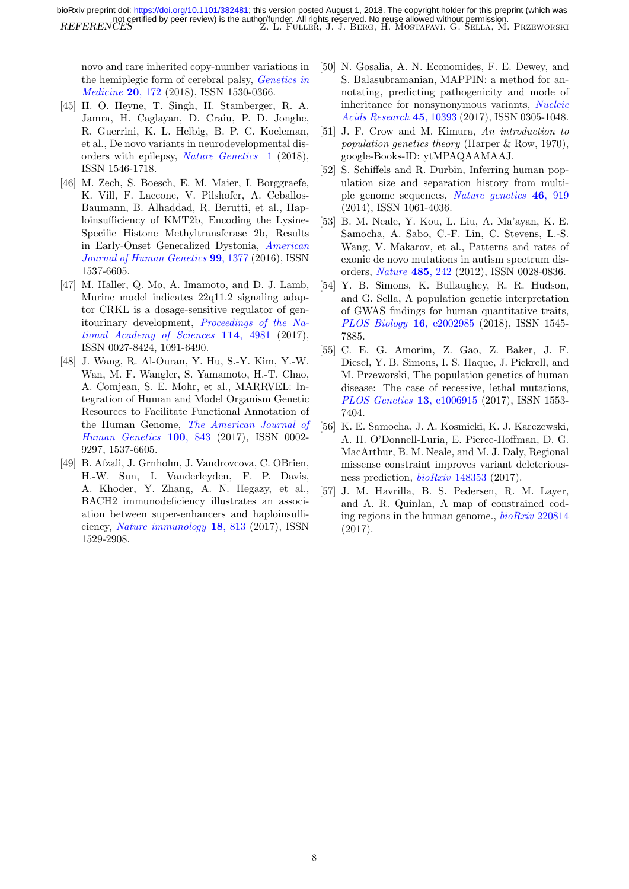novo and rare inherited copy-number variations in the hemiplegic form of cerebral palsy, *Genetics in Medicine* **20**, 172 (2018), ISSN 1530-0366.

[45] H. O. Heyne, T. Singh, H. Stamberger, R. A. Jamra, H. Caglayan, D. Craiu, P. D. Jonghe, R. Guerrini, K. L. Helbig, B. P. C. Koeleman, et al., De novo variants in neurodevelopmental disorders with epilepsy, *Nature Genetics* 1 (2018), ISSN 1546-1718.

[46] M. Zech, S. Boesch, E. M. Maier, I. Borggraefe, K. Vill, F. Laccone, V. Pilshofer, A. Ceballos-Baumann, B. Alhaddad, R. Berutti, et al., Haploinsufficiency of KMT2b, Encoding the Lysine-Specific Histone Methyltransferase 2b, Results in Early-Onset Generalized Dystonia, *American Journal of Human Genetics* **99**, 1377 (2016), ISSN 1537-6605.

[47] M. Haller, Q. Mo, A. Imamoto, and D. J. Lamb, Murine model indicates 22q11.2 signaling adaptor CRKL is a dosage-sensitive regulator of genitourinary development, *Proceedings of the National Academy of Sciences* **114**, 4981 (2017), ISSN 0027-8424, 1091-6490.

[48] J. Wang, R. Al-Ouran, Y. Hu, S.-Y. Kim, Y.-W. Wan, M. F. Wangler, S. Yamamoto, H.-T. Chao, A. Comjean, S. E. Mohr, et al., MARRVEL: Integration of Human and Model Organism Genetic Resources to Facilitate Functional Annotation of the Human Genome, *The American Journal of Human Genetics* **100**, 843 (2017), ISSN 0002-9297, 1537-6605.

[49] B. Afzali, J. Grnholm, J. Vandrovcova, C. OBrien, H.-W. Sun, I. Vanderleyden, F. P. Davis, A. Khoder, Y. Zhang, A. N. Hegazy, et al., BACH2 immunodeficiency illustrates an association between super-enhancers and haploinsufficiency, *Nature immunology* **18**, 813 (2017), ISSN 1529-2908.

[50] N. Gosalia, A. N. Economides, F. E. Dewey, and S. Balasubramanian, MAPPIN: a method for annotating, predicting pathogenicity and mode of inheritance for nonsynonymous variants, *Nucleic Acids Research* **45**, 10393 (2017), ISSN 0305-1048.

[51] J. F. Crow and M. Kimura, *An introduction to population genetics theory* (Harper & Row, 1970), google-Books-ID: ytMPAQAAMAAJ.

[52] S. Schiffels and R. Durbin, Inferring human population size and separation history from multiple genome sequences, *Nature genetics* **46**, 919 (2014), ISSN 1061-4036.

[53] B. M. Neale, Y. Kou, L. Liu, A. Ma'ayan, K. E. Samocha, A. Sabo, C.-F. Lin, C. Stevens, L.-S. Wang, V. Makarov, et al., Patterns and rates of exonic de novo mutations in autism spectrum disorders, *Nature* **485**, 242 (2012), ISSN 0028-0836.

[54] Y. B. Simons, K. Bullaughey, R. R. Hudson, and G. Sella, A population genetic interpretation of GWAS findings for human quantitative traits, *PLOS Biology* **16**, e2002985 (2018), ISSN 1545-7885.

[55] C. E. G. Amorim, Z. Gao, Z. Baker, J. F. Diesel, Y. B. Simons, I. S. Haque, J. Pickrell, and M. Przeworski, The population genetics of human disease: The case of recessive, lethal mutations, *PLOS Genetics* **13**, e1006915 (2017), ISSN 1553-7404.

[56] K. E. Samocha, J. A. Kosmicki, K. J. Karczewski, A. H. O'Donnell-Luria, E. Pierce-Hoffman, D. G. MacArthur, B. M. Neale, and M. J. Daly, Regional missense constraint improves variant deleteriousness prediction, *bioRxiv* 148353 (2017).

[57] J. M. Havrilla, B. S. Pedersen, R. M. Layer, and A. R. Quinlan, A map of constrained coding regions in the human genome., *bioRxiv* 220814 (2017).